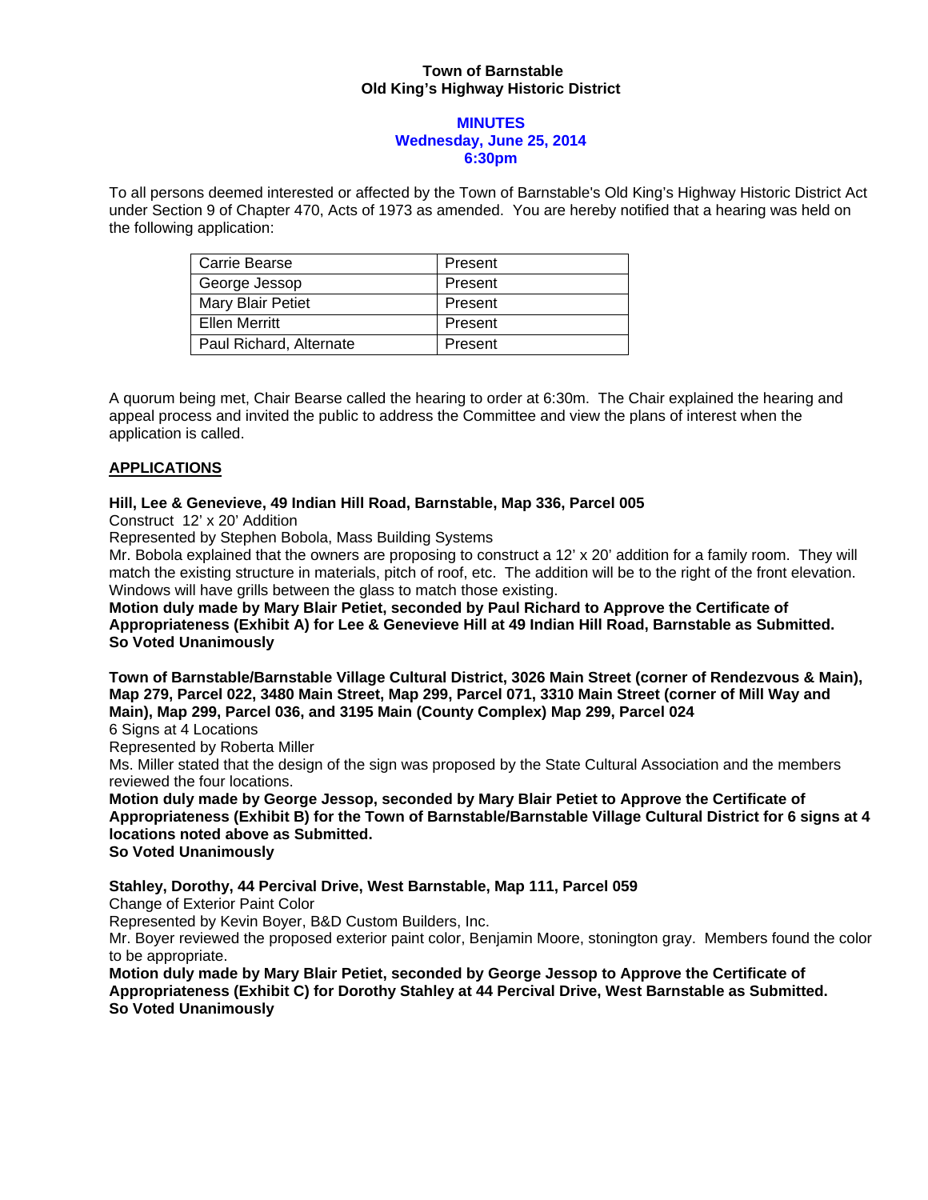**Town of Barnstable**
**Old King's Highway Historic District**

**MINUTES**
**Wednesday, June 25, 2014**
**6:30pm**

To all persons deemed interested or affected by the Town of Barnstable's Old King's Highway Historic District Act under Section 9 of Chapter 470, Acts of 1973 as amended. You are hereby notified that a hearing was held on the following application:

| Carrie Bearse | Present |
|---|---|
| George Jessop | Present |
| Mary Blair Petiet | Present |
| Ellen Merritt | Present |
| Paul Richard, Alternate | Present |

A quorum being met, Chair Bearse called the hearing to order at 6:30m. The Chair explained the hearing and appeal process and invited the public to address the Committee and view the plans of interest when the application is called.

## APPLICATIONS

**Hill, Lee & Genevieve, 49 Indian Hill Road, Barnstable, Map 336, Parcel 005**
Construct 12' x 20' Addition
Represented by Stephen Bobola, Mass Building Systems
Mr. Bobola explained that the owners are proposing to construct a 12' x 20' addition for a family room. They will match the existing structure in materials, pitch of roof, etc. The addition will be to the right of the front elevation. Windows will have grills between the glass to match those existing.
**Motion duly made by Mary Blair Petiet, seconded by Paul Richard to Approve the Certificate of Appropriateness (Exhibit A) for Lee & Genevieve Hill at 49 Indian Hill Road, Barnstable as Submitted.**
**So Voted Unanimously**

**Town of Barnstable/Barnstable Village Cultural District, 3026 Main Street (corner of Rendezvous & Main), Map 279, Parcel 022, 3480 Main Street, Map 299, Parcel 071, 3310 Main Street (corner of Mill Way and Main), Map 299, Parcel 036, and 3195 Main (County Complex) Map 299, Parcel 024**
6 Signs at 4 Locations
Represented by Roberta Miller
Ms. Miller stated that the design of the sign was proposed by the State Cultural Association and the members reviewed the four locations.
**Motion duly made by George Jessop, seconded by Mary Blair Petiet to Approve the Certificate of Appropriateness (Exhibit B) for the Town of Barnstable/Barnstable Village Cultural District for 6 signs at 4 locations noted above as Submitted.**
**So Voted Unanimously**

**Stahley, Dorothy, 44 Percival Drive, West Barnstable, Map 111, Parcel 059**
Change of Exterior Paint Color
Represented by Kevin Boyer, B&D Custom Builders, Inc.
Mr. Boyer reviewed the proposed exterior paint color, Benjamin Moore, stonington gray. Members found the color to be appropriate.
**Motion duly made by Mary Blair Petiet, seconded by George Jessop to Approve the Certificate of Appropriateness (Exhibit C) for Dorothy Stahley at 44 Percival Drive, West Barnstable as Submitted.**
**So Voted Unanimously**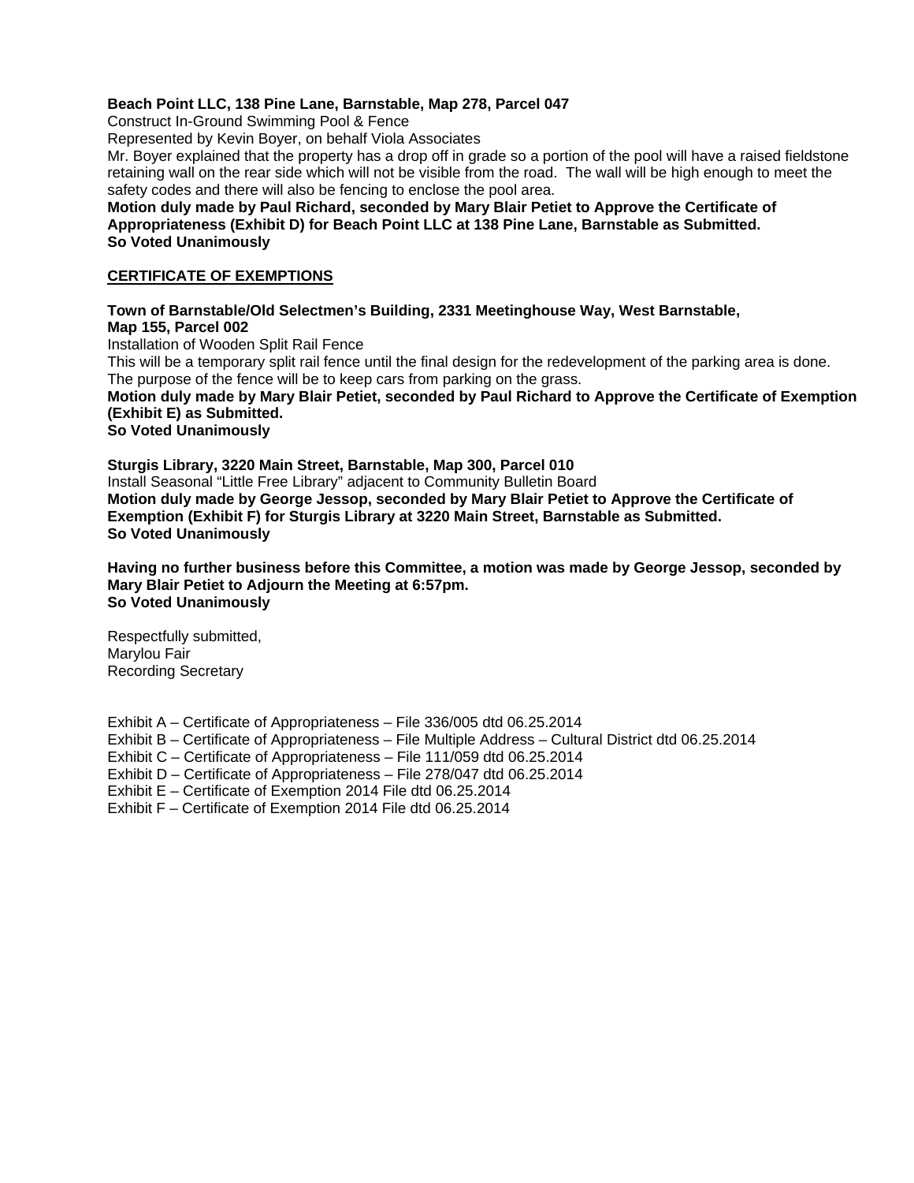**Beach Point LLC, 138 Pine Lane, Barnstable, Map 278, Parcel 047**

Construct In-Ground Swimming Pool & Fence

Represented by Kevin Boyer, on behalf Viola Associates

Mr. Boyer explained that the property has a drop off in grade so a portion of the pool will have a raised fieldstone retaining wall on the rear side which will not be visible from the road. The wall will be high enough to meet the safety codes and there will also be fencing to enclose the pool area.

**Motion duly made by Paul Richard, seconded by Mary Blair Petiet to Approve the Certificate of Appropriateness (Exhibit D) for Beach Point LLC at 138 Pine Lane, Barnstable as Submitted.**
**So Voted Unanimously**

**<u>CERTIFICATE OF EXEMPTIONS</u>**

**Town of Barnstable/Old Selectmen's Building, 2331 Meetinghouse Way, West Barnstable, Map 155, Parcel 002**

Installation of Wooden Split Rail Fence

This will be a temporary split rail fence until the final design for the redevelopment of the parking area is done. The purpose of the fence will be to keep cars from parking on the grass.

**Motion duly made by Mary Blair Petiet, seconded by Paul Richard to Approve the Certificate of Exemption (Exhibit E) as Submitted.**
**So Voted Unanimously**

**Sturgis Library, 3220 Main Street, Barnstable, Map 300, Parcel 010**

Install Seasonal "Little Free Library" adjacent to Community Bulletin Board

**Motion duly made by George Jessop, seconded by Mary Blair Petiet to Approve the Certificate of Exemption (Exhibit F) for Sturgis Library at 3220 Main Street, Barnstable as Submitted.**
**So Voted Unanimously**

**Having no further business before this Committee, a motion was made by George Jessop, seconded by Mary Blair Petiet to Adjourn the Meeting at 6:57pm.**
**So Voted Unanimously**

Respectfully submitted,
Marylou Fair
Recording Secretary

Exhibit A – Certificate of Appropriateness – File 336/005 dtd 06.25.2014
Exhibit B – Certificate of Appropriateness – File Multiple Address – Cultural District dtd 06.25.2014
Exhibit C – Certificate of Appropriateness – File 111/059 dtd 06.25.2014
Exhibit D – Certificate of Appropriateness – File 278/047 dtd 06.25.2014
Exhibit E – Certificate of Exemption 2014 File dtd 06.25.2014
Exhibit F – Certificate of Exemption 2014 File dtd 06.25.2014